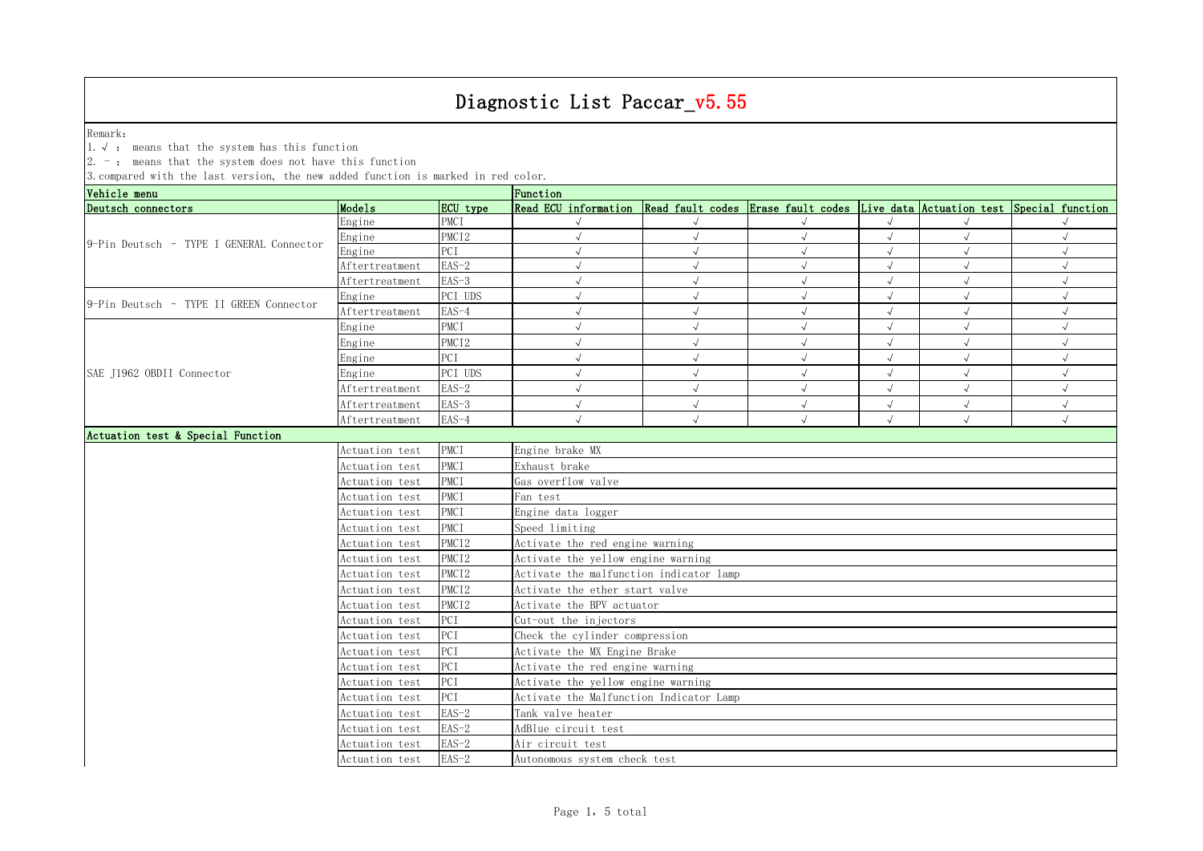# Diagnostic List Paccar_v5.55

Remark:

1. √ : means that the system has this function
2. − : means that the system does not have this function
3. compared with the last version, the new added function is marked in red color.

| Vehicle menu | | | Function | | | | | |
|---|---|---|---|---|---|---|---|---|
| Deutsch connectors | Models | ECU type | Read ECU information | Read fault codes | Erase fault codes | Live data | Actuation test | Special function |
| 9-Pin Deutsch - TYPE I GENERAL Connector | Engine | PMCI | √ | √ | √ | √ | √ | √ |
| | Engine | PMCI2 | √ | √ | √ | √ | √ | √ |
| | Engine | PCI | √ | √ | √ | √ | √ | √ |
| | Aftertreatment | EAS-2 | √ | √ | √ | √ | √ | √ |
| | Aftertreatment | EAS-3 | √ | √ | √ | √ | √ | √ |
| 9-Pin Deutsch - TYPE II GREEN Connector | Engine | PCI UDS | √ | √ | √ | √ | √ | √ |
| | Aftertreatment | EAS-4 | √ | √ | √ | √ | √ | √ |
| SAE J1962 OBDII Connector | Engine | PMCI | √ | √ | √ | √ | √ | √ |
| | Engine | PMCI2 | √ | √ | √ | √ | √ | √ |
| | Engine | PCI | √ | √ | √ | √ | √ | √ |
| | Engine | PCI UDS | √ | √ | √ | √ | √ | √ |
| | Aftertreatment | EAS-2 | √ | √ | √ | √ | √ | √ |
| | Aftertreatment | EAS-3 | √ | √ | √ | √ | √ | √ |
| | Aftertreatment | EAS-4 | √ | √ | √ | √ | √ | √ |

| Actuation test & Special Function | | | |
|---|---|---|---|
| | Actuation test | PMCI | Engine brake MX |
| | Actuation test | PMCI | Exhaust brake |
| | Actuation test | PMCI | Gas overflow valve |
| | Actuation test | PMCI | Fan test |
| | Actuation test | PMCI | Engine data logger |
| | Actuation test | PMCI | Speed limiting |
| | Actuation test | PMCI2 | Activate the red engine warning |
| | Actuation test | PMCI2 | Activate the yellow engine warning |
| | Actuation test | PMCI2 | Activate the malfunction indicator lamp |
| | Actuation test | PMCI2 | Activate the ether start valve |
| | Actuation test | PMCI2 | Activate the BPV actuator |
| | Actuation test | PCI | Cut-out the injectors |
| | Actuation test | PCI | Check the cylinder compression |
| | Actuation test | PCI | Activate the MX Engine Brake |
| | Actuation test | PCI | Activate the red engine warning |
| | Actuation test | PCI | Activate the yellow engine warning |
| | Actuation test | PCI | Activate the Malfunction Indicator Lamp |
| | Actuation test | EAS-2 | Tank valve heater |
| | Actuation test | EAS-2 | AdBlue circuit test |
| | Actuation test | EAS-2 | Air circuit test |
| | Actuation test | EAS-2 | Autonomous system check test |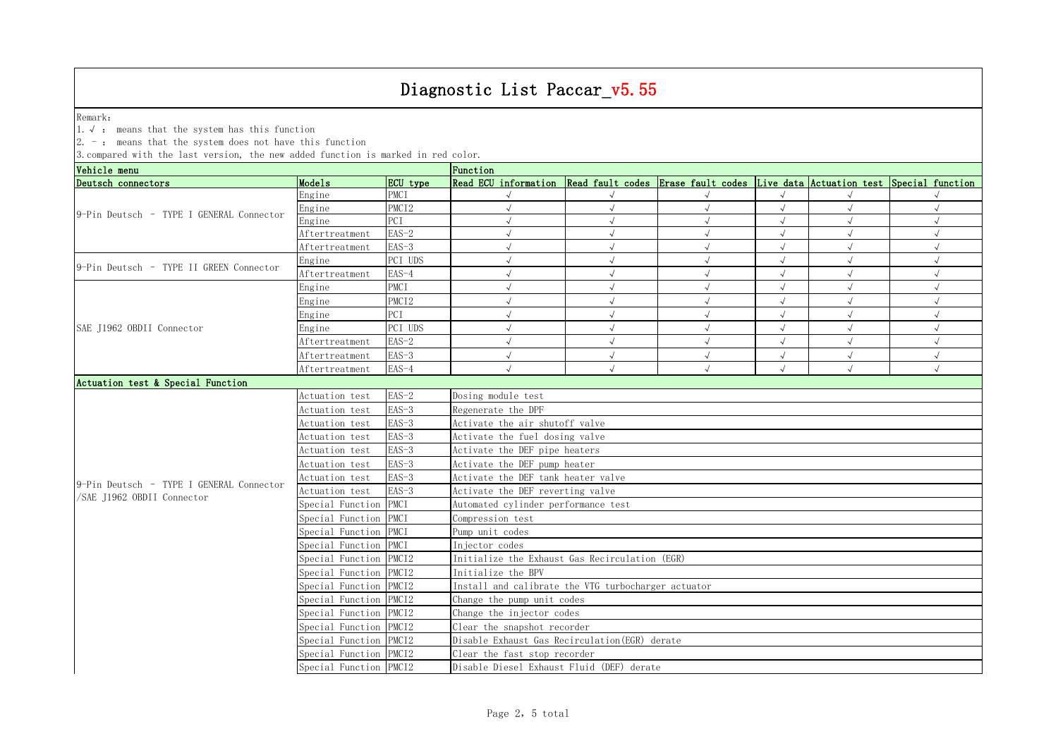# Diagnostic List Paccar_v5.55

Remark:

1. √ : means that the system has this function
2. − : means that the system does not have this function
3. compared with the last version, the new added function is marked in red color.

| Vehicle menu | | | Function | | | | | |
|---|---|---|---|---|---|---|---|---|
| Deutsch connectors | Models | ECU type | Read ECU information | Read fault codes | Erase fault codes | Live data | Actuation test | Special function |
| 9-Pin Deutsch - TYPE I GENERAL Connector | Engine | PMCI | √ | √ | √ | √ | √ | √ |
| | Engine | PMCI2 | √ | √ | √ | √ | √ | √ |
| | Engine | PCI | √ | √ | √ | √ | √ | √ |
| | Aftertreatment | EAS-2 | √ | √ | √ | √ | √ | √ |
| | Aftertreatment | EAS-3 | √ | √ | √ | √ | √ | √ |
| 9-Pin Deutsch - TYPE II GREEN Connector | Engine | PCI UDS | √ | √ | √ | √ | √ | √ |
| | Aftertreatment | EAS-4 | √ | √ | √ | √ | √ | √ |
| SAE J1962 OBDII Connector | Engine | PMCI | √ | √ | √ | √ | √ | √ |
| | Engine | PMCI2 | √ | √ | √ | √ | √ | √ |
| | Engine | PCI | √ | √ | √ | √ | √ | √ |
| | Engine | PCI UDS | √ | √ | √ | √ | √ | √ |
| | Aftertreatment | EAS-2 | √ | √ | √ | √ | √ | √ |
| | Aftertreatment | EAS-3 | √ | √ | √ | √ | √ | √ |
| | Aftertreatment | EAS-4 | √ | √ | √ | √ | √ | √ |

| Actuation test & Special Function | | | |
|---|---|---|---|
| 9-Pin Deutsch - TYPE I GENERAL Connector /SAE J1962 OBDII Connector | Actuation test | EAS-2 | Dosing module test |
| | Actuation test | EAS-3 | Regenerate the DPF |
| | Actuation test | EAS-3 | Activate the air shutoff valve |
| | Actuation test | EAS-3 | Activate the fuel dosing valve |
| | Actuation test | EAS-3 | Activate the DEF pipe heaters |
| | Actuation test | EAS-3 | Activate the DEF pump heater |
| | Actuation test | EAS-3 | Activate the DEF tank heater valve |
| | Actuation test | EAS-3 | Activate the DEF reverting valve |
| | Special Function | PMCI | Automated cylinder performance test |
| | Special Function | PMCI | Compression test |
| | Special Function | PMCI | Pump unit codes |
| | Special Function | PMCI | Injector codes |
| | Special Function | PMCI2 | Initialize the Exhaust Gas Recirculation (EGR) |
| | Special Function | PMCI2 | Initialize the BPV |
| | Special Function | PMCI2 | Install and calibrate the VTG turbocharger actuator |
| | Special Function | PMCI2 | Change the pump unit codes |
| | Special Function | PMCI2 | Change the injector codes |
| | Special Function | PMCI2 | Clear the snapshot recorder |
| | Special Function | PMCI2 | Disable Exhaust Gas Recirculation(EGR) derate |
| | Special Function | PMCI2 | Clear the fast stop recorder |
| | Special Function | PMCI2 | Disable Diesel Exhaust Fluid (DEF) derate |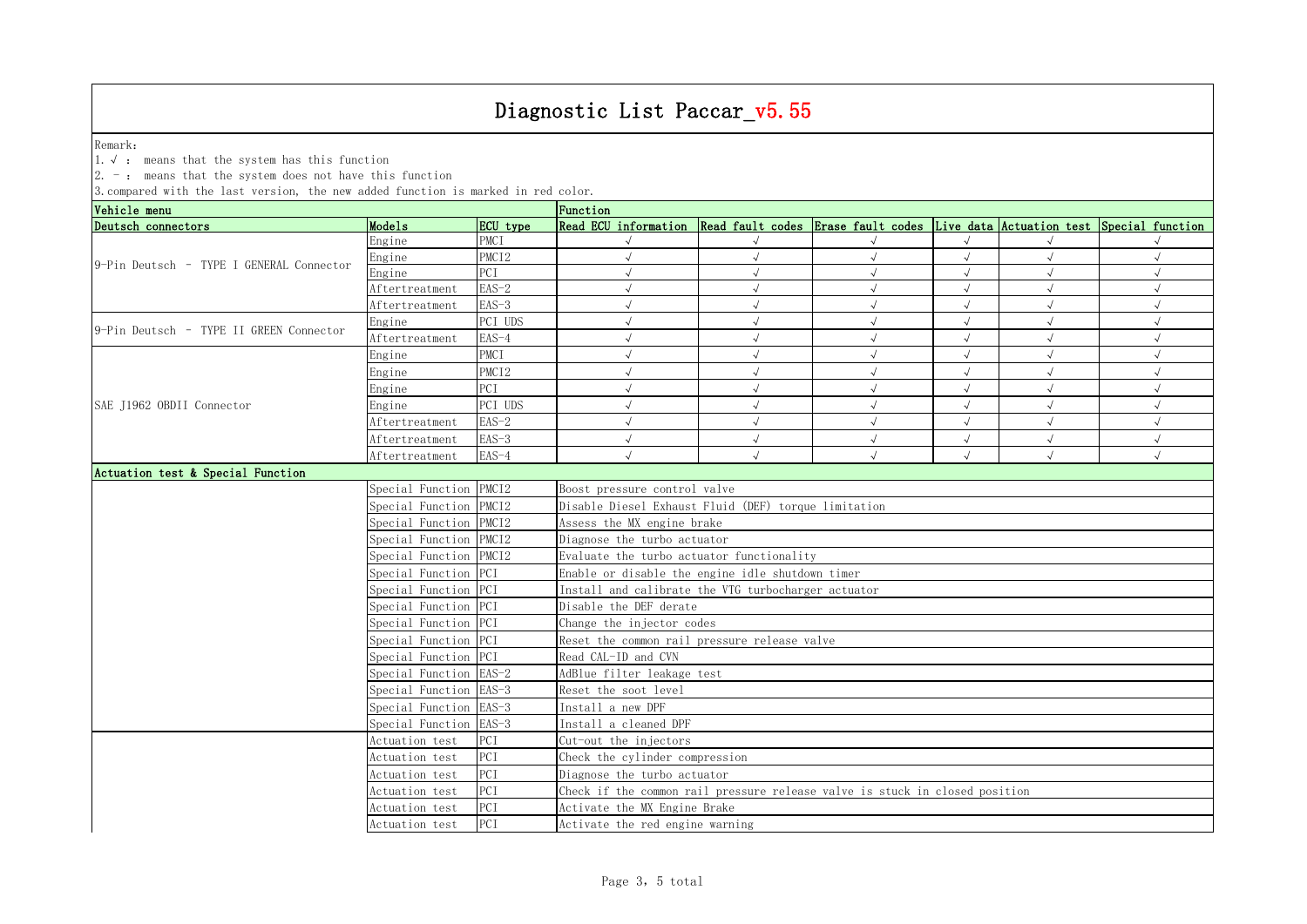# Diagnostic List Paccar_v5.55

Remark:

1. √ : means that the system has this function
2. － : means that the system does not have this function
3. compared with the last version, the new added function is marked in red color.

| Vehicle menu | | | Function | | | | | |
|---|---|---|---|---|---|---|---|---|
| Deutsch connectors | Models | ECU type | Read ECU information | Read fault codes | Erase fault codes | Live data | Actuation test | Special function |
| 9-Pin Deutsch - TYPE I GENERAL Connector | Engine | PMCI | √ | √ | √ | √ | √ | √ |
| | Engine | PMCI2 | √ | √ | √ | √ | √ | √ |
| | Engine | PCI | √ | √ | √ | √ | √ | √ |
| | Aftertreatment | EAS-2 | √ | √ | √ | √ | √ | √ |
| | Aftertreatment | EAS-3 | √ | √ | √ | √ | √ | √ |
| 9-Pin Deutsch - TYPE II GREEN Connector | Engine | PCI UDS | √ | √ | √ | √ | √ | √ |
| | Aftertreatment | EAS-4 | √ | √ | √ | √ | √ | √ |
| SAE J1962 OBDII Connector | Engine | PMCI | √ | √ | √ | √ | √ | √ |
| | Engine | PMCI2 | √ | √ | √ | √ | √ | √ |
| | Engine | PCI | √ | √ | √ | √ | √ | √ |
| | Engine | PCI UDS | √ | √ | √ | √ | √ | √ |
| | Aftertreatment | EAS-2 | √ | √ | √ | √ | √ | √ |
| | Aftertreatment | EAS-3 | √ | √ | √ | √ | √ | √ |
| | Aftertreatment | EAS-4 | √ | √ | √ | √ | √ | √ |
| Actuation test & Special Function | | | | | | | | |
| | Special Function | PMCI2 | Boost pressure control valve | | | | | |
| | Special Function | PMCI2 | Disable Diesel Exhaust Fluid (DEF) torque limitation | | | | | |
| | Special Function | PMCI2 | Assess the MX engine brake | | | | | |
| | Special Function | PMCI2 | Diagnose the turbo actuator | | | | | |
| | Special Function | PMCI2 | Evaluate the turbo actuator functionality | | | | | |
| | Special Function | PCI | Enable or disable the engine idle shutdown timer | | | | | |
| | Special Function | PCI | Install and calibrate the VTG turbocharger actuator | | | | | |
| | Special Function | PCI | Disable the DEF derate | | | | | |
| | Special Function | PCI | Change the injector codes | | | | | |
| | Special Function | PCI | Reset the common rail pressure release valve | | | | | |
| | Special Function | PCI | Read CAL-ID and CVN | | | | | |
| | Special Function | EAS-2 | AdBlue filter leakage test | | | | | |
| | Special Function | EAS-3 | Reset the soot level | | | | | |
| | Special Function | EAS-3 | Install a new DPF | | | | | |
| | Special Function | EAS-3 | Install a cleaned DPF | | | | | |
| | Actuation test | PCI | Cut-out the injectors | | | | | |
| | Actuation test | PCI | Check the cylinder compression | | | | | |
| | Actuation test | PCI | Diagnose the turbo actuator | | | | | |
| | Actuation test | PCI | Check if the common rail pressure release valve is stuck in closed position | | | | | |
| | Actuation test | PCI | Activate the MX Engine Brake | | | | | |
| | Actuation test | PCI | Activate the red engine warning | | | | | |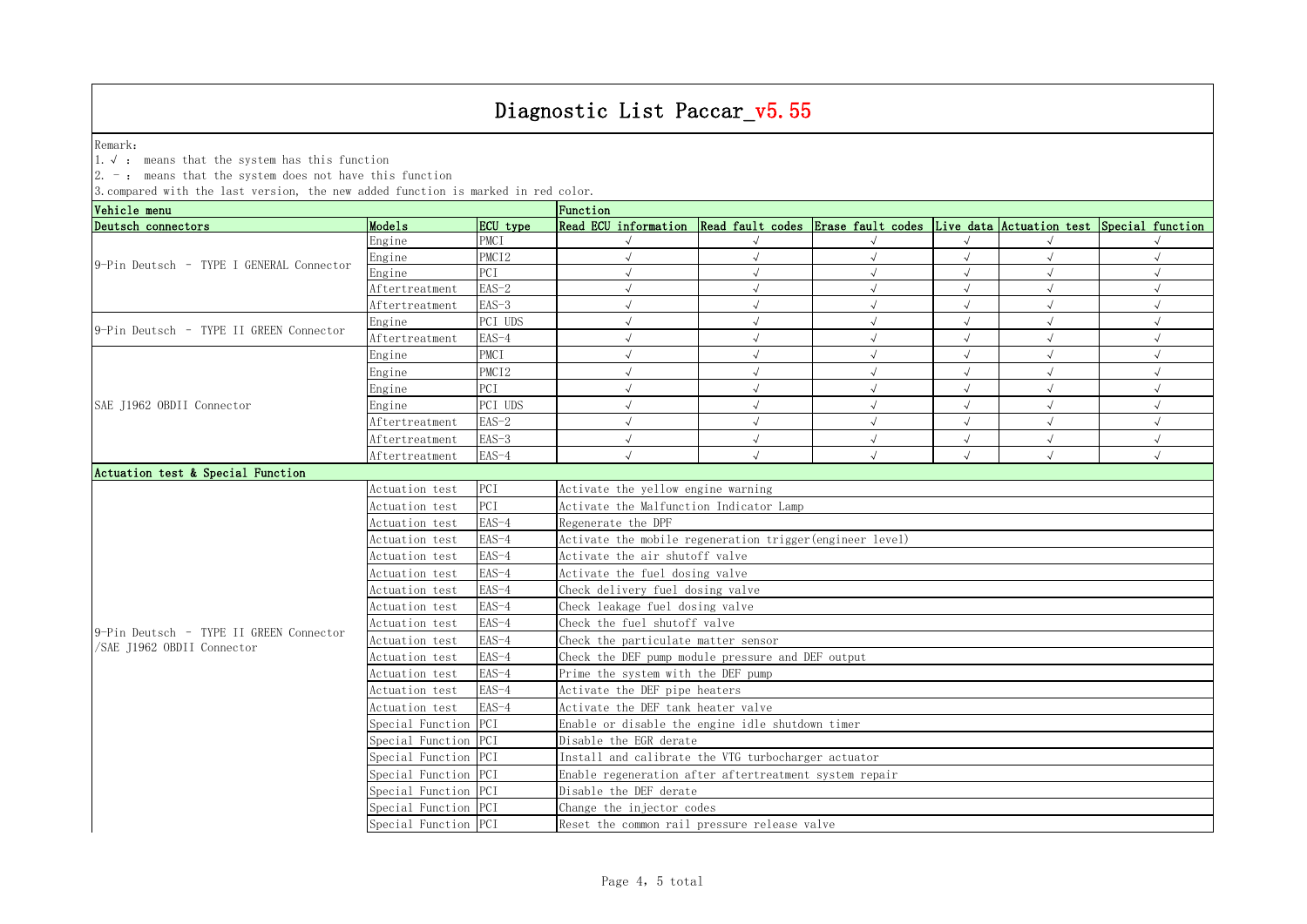# Diagnostic List Paccar_v5.55

Remark:

1. √ : means that the system has this function
2. - : means that the system does not have this function
3. compared with the last version, the new added function is marked in red color.

| Vehicle menu | | | Function | | | | | |
|---|---|---|---|---|---|---|---|---|
| Deutsch connectors | Models | ECU type | Read ECU information | Read fault codes | Erase fault codes | Live data | Actuation test | Special function |
| 9-Pin Deutsch - TYPE I GENERAL Connector | Engine | PMCI | √ | √ | √ | √ | √ | √ |
| | Engine | PMCI2 | √ | √ | √ | √ | √ | √ |
| | Engine | PCI | √ | √ | √ | √ | √ | √ |
| | Aftertreatment | EAS-2 | √ | √ | √ | √ | √ | √ |
| | Aftertreatment | EAS-3 | √ | √ | √ | √ | √ | √ |
| 9-Pin Deutsch - TYPE II GREEN Connector | Engine | PCI UDS | √ | √ | √ | √ | √ | √ |
| | Aftertreatment | EAS-4 | √ | √ | √ | √ | √ | √ |
| SAE J1962 OBDII Connector | Engine | PMCI | √ | √ | √ | √ | √ | √ |
| | Engine | PMCI2 | √ | √ | √ | √ | √ | √ |
| | Engine | PCI | √ | √ | √ | √ | √ | √ |
| | Engine | PCI UDS | √ | √ | √ | √ | √ | √ |
| | Aftertreatment | EAS-2 | √ | √ | √ | √ | √ | √ |
| | Aftertreatment | EAS-3 | √ | √ | √ | √ | √ | √ |
| | Aftertreatment | EAS-4 | √ | √ | √ | √ | √ | √ |

| Actuation test & Special Function | | | |
|---|---|---|---|
| 9-Pin Deutsch - TYPE II GREEN Connector /SAE J1962 OBDII Connector | Actuation test | PCI | Activate the yellow engine warning |
| | Actuation test | PCI | Activate the Malfunction Indicator Lamp |
| | Actuation test | EAS-4 | Regenerate the DPF |
| | Actuation test | EAS-4 | Activate the mobile regeneration trigger(engineer level) |
| | Actuation test | EAS-4 | Activate the air shutoff valve |
| | Actuation test | EAS-4 | Activate the fuel dosing valve |
| | Actuation test | EAS-4 | Check delivery fuel dosing valve |
| | Actuation test | EAS-4 | Check leakage fuel dosing valve |
| | Actuation test | EAS-4 | Check the fuel shutoff valve |
| | Actuation test | EAS-4 | Check the particulate matter sensor |
| | Actuation test | EAS-4 | Check the DEF pump module pressure and DEF output |
| | Actuation test | EAS-4 | Prime the system with the DEF pump |
| | Actuation test | EAS-4 | Activate the DEF pipe heaters |
| | Actuation test | EAS-4 | Activate the DEF tank heater valve |
| | Special Function | PCI | Enable or disable the engine idle shutdown timer |
| | Special Function | PCI | Disable the EGR derate |
| | Special Function | PCI | Install and calibrate the VTG turbocharger actuator |
| | Special Function | PCI | Enable regeneration after aftertreatment system repair |
| | Special Function | PCI | Disable the DEF derate |
| | Special Function | PCI | Change the injector codes |
| | Special Function | PCI | Reset the common rail pressure release valve |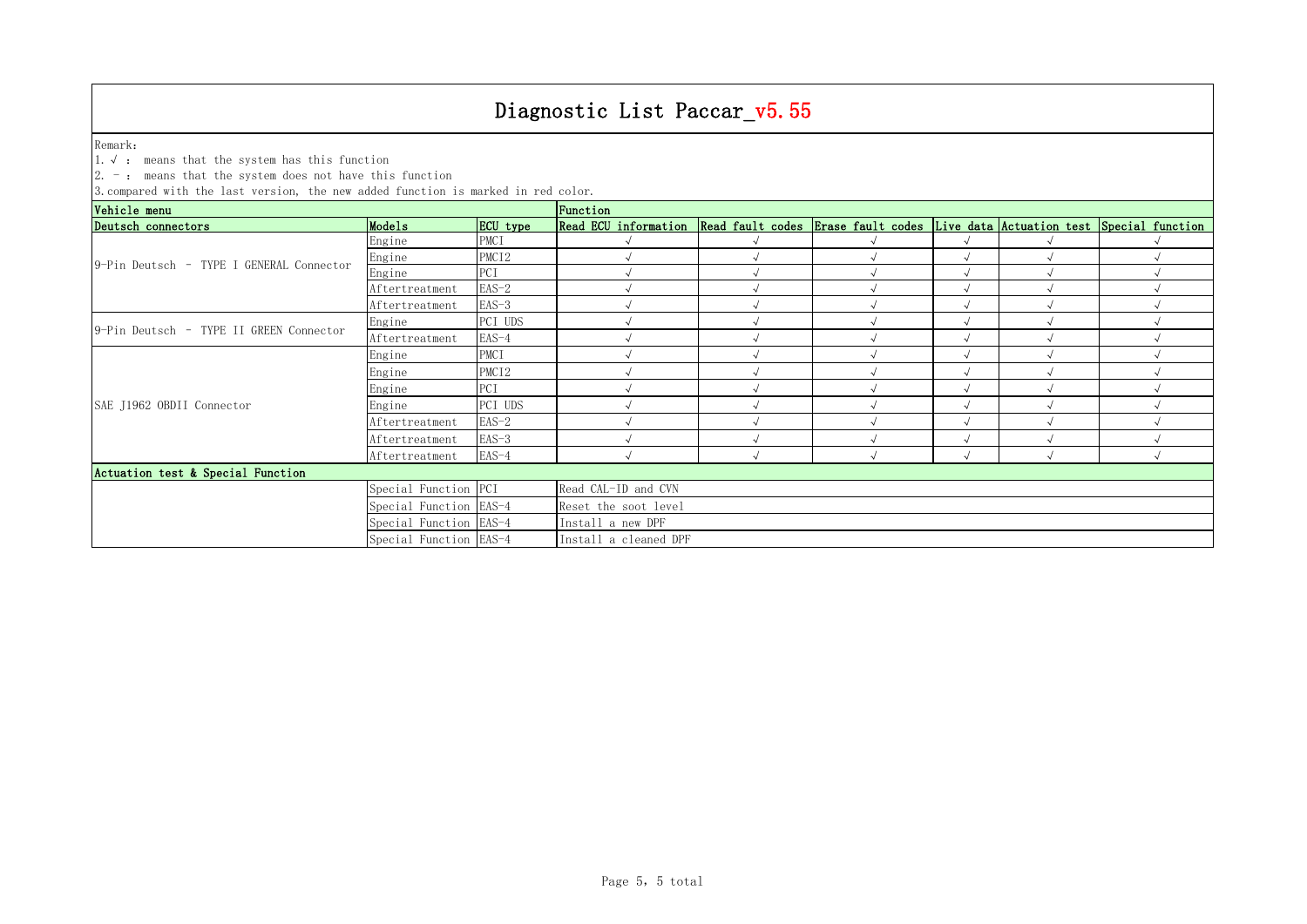# Diagnostic List Paccar_v5.55

Remark:

1. √ : means that the system has this function
2. - : means that the system does not have this function
3. compared with the last version, the new added function is marked in red color.

| Vehicle menu | | | Function | | | | | |
|---|---|---|---|---|---|---|---|---|
| Deutsch connectors | Models | ECU type | Read ECU information | Read fault codes | Erase fault codes | Live data | Actuation test | Special function |
| 9-Pin Deutsch - TYPE I GENERAL Connector | Engine | PMCI | √ | √ | √ | √ | √ | √ |
| | Engine | PMCI2 | √ | √ | √ | √ | √ | √ |
| | Engine | PCI | √ | √ | √ | √ | √ | √ |
| | Aftertreatment | EAS-2 | √ | √ | √ | √ | √ | √ |
| | Aftertreatment | EAS-3 | √ | √ | √ | √ | √ | √ |
| 9-Pin Deutsch - TYPE II GREEN Connector | Engine | PCI UDS | √ | √ | √ | √ | √ | √ |
| | Aftertreatment | EAS-4 | √ | √ | √ | √ | √ | √ |
| SAE J1962 OBDII Connector | Engine | PMCI | √ | √ | √ | √ | √ | √ |
| | Engine | PMCI2 | √ | √ | √ | √ | √ | √ |
| | Engine | PCI | √ | √ | √ | √ | √ | √ |
| | Engine | PCI UDS | √ | √ | √ | √ | √ | √ |
| | Aftertreatment | EAS-2 | √ | √ | √ | √ | √ | √ |
| | Aftertreatment | EAS-3 | √ | √ | √ | √ | √ | √ |
| | Aftertreatment | EAS-4 | √ | √ | √ | √ | √ | √ |
| Actuation test & Special Function | | | | | | | | |
| | Special Function | PCI | Read CAL-ID and CVN | | | | | |
| | Special Function | EAS-4 | Reset the soot level | | | | | |
| | Special Function | EAS-4 | Install a new DPF | | | | | |
| | Special Function | EAS-4 | Install a cleaned DPF | | | | | |